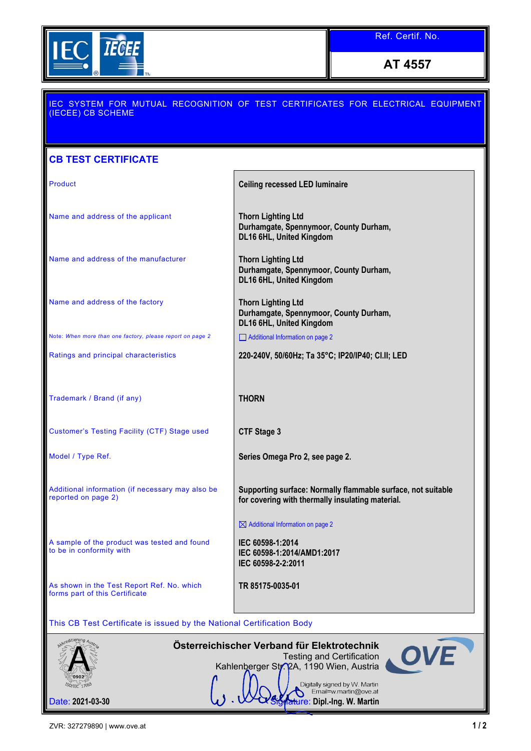Ref. Certif. No.

**AT 4557**

IEC SYSTEM FOR MUTUAL RECOGNITION OF TEST CERTIFICATES FOR ELECTRICAL EQUIPMENT (IECEE) CB SCHEME

## CB TEST CERTIFICATE

| | |
|---|---|
| Product | **Ceiling recessed LED luminaire** |
| Name and address of the applicant | **Thorn Lighting Ltd**<br>**Durhamgate, Spennymoor, County Durham, DL16 6HL, United Kingdom** |
| Name and address of the manufacturer | **Thorn Lighting Ltd**<br>**Durhamgate, Spennymoor, County Durham, DL16 6HL, United Kingdom** |
| Name and address of the factory | **Thorn Lighting Ltd**<br>**Durhamgate, Spennymoor, County Durham, DL16 6HL, United Kingdom** |
| Note: *When more than one factory, please report on page 2* | ☐ Additional Information on page 2 |
| Ratings and principal characteristics | **220-240V, 50/60Hz; Ta 35°C; IP20/IP40; Cl.II; LED** |
| Trademark / Brand (if any) | **THORN** |
| Customer's Testing Facility (CTF) Stage used | **CTF Stage 3** |
| Model / Type Ref. | **Series Omega Pro 2, see page 2.** |
| Additional information (if necessary may also be reported on page 2) | **Supporting surface: Normally flammable surface, not suitable for covering with thermally insulating material.**<br><br>☒ Additional Information on page 2 |
| A sample of the product was tested and found to be in conformity with | **IEC 60598-1:2014**<br>**IEC 60598-1:2014/AMD1:2017**<br>**IEC 60598-2-2:2011** |
| As shown in the Test Report Ref. No. which forms part of this Certificate | **TR 85175-0035-01** |

This CB Test Certificate is issued by the National Certification Body

**Österreichischer Verband für Elektrotechnik**
Testing and Certification
Kahlenberger Str. 2A, 1190 Wien, Austria

Digitally signed by W. Martin
Email=w.martin@ove.at

Date: **2021-03-30**

Signature: **Dipl.-Ing. W. Martin**

ZVR: 327279890 | www.ove.at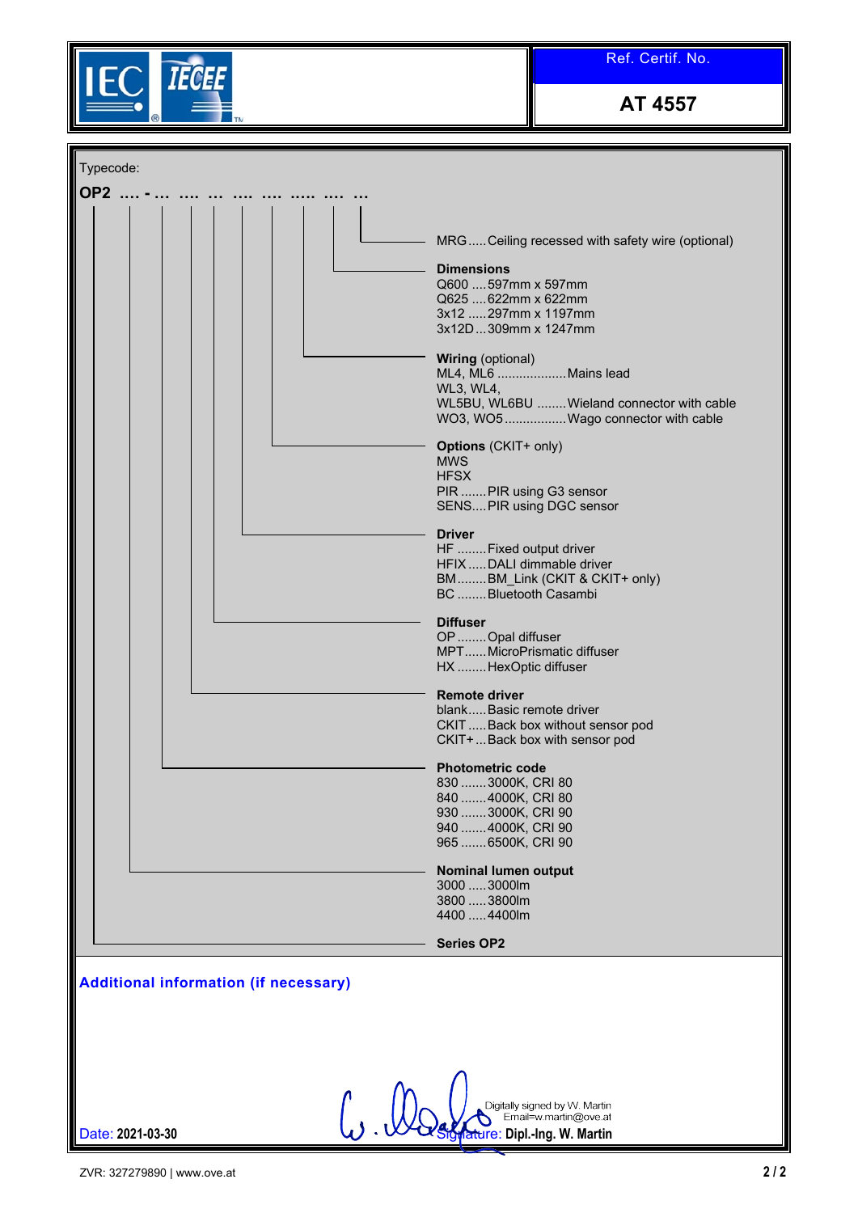Ref. Certif. No.

**AT 4557**

Typecode:

**OP2 .... - ... .... ... .... .... ..... .... ... ...**

MRG ..... Ceiling recessed with safety wire (optional)

**Dimensions**
Q600 .... 597mm x 597mm
Q625 .... 622mm x 622mm
3x12 ..... 297mm x 1197mm
3x12D ... 309mm x 1247mm

**Wiring** (optional)
ML4, ML6 .................. Mains lead
WL3, WL4,
WL5BU, WL6BU ........ Wieland connector with cable
WO3, WO5 ................ Wago connector with cable

**Options** (CKIT+ only)
MWS
HFSX
PIR ....... PIR using G3 sensor
SENS.... PIR using DGC sensor

**Driver**
HF ........ Fixed output driver
HFIX ..... DALI dimmable driver
BM........ BM_Link (CKIT & CKIT+ only)
BC ........ Bluetooth Casambi

**Diffuser**
OP ........ Opal diffuser
MPT...... MicroPrismatic diffuser
HX ........ HexOptic diffuser

**Remote driver**
blank..... Basic remote driver
CKIT ..... Back box without sensor pod
CKIT+ ... Back box with sensor pod

**Photometric code**
830 ....... 3000K, CRI 80
840 ....... 4000K, CRI 80
930 ....... 3000K, CRI 90
940 ....... 4000K, CRI 90
965 ....... 6500K, CRI 90

**Nominal lumen output**
3000 ..... 3000lm
3800 ..... 3800lm
4400 ..... 4400lm

**Series OP2**

## Additional information (if necessary)

Date: **2021-03-30**

Digitally signed by W. Martin
Email=w.martin@ove.at

Signature: **Dipl.-Ing. W. Martin**

ZVR: 327279890 | www.ove.at